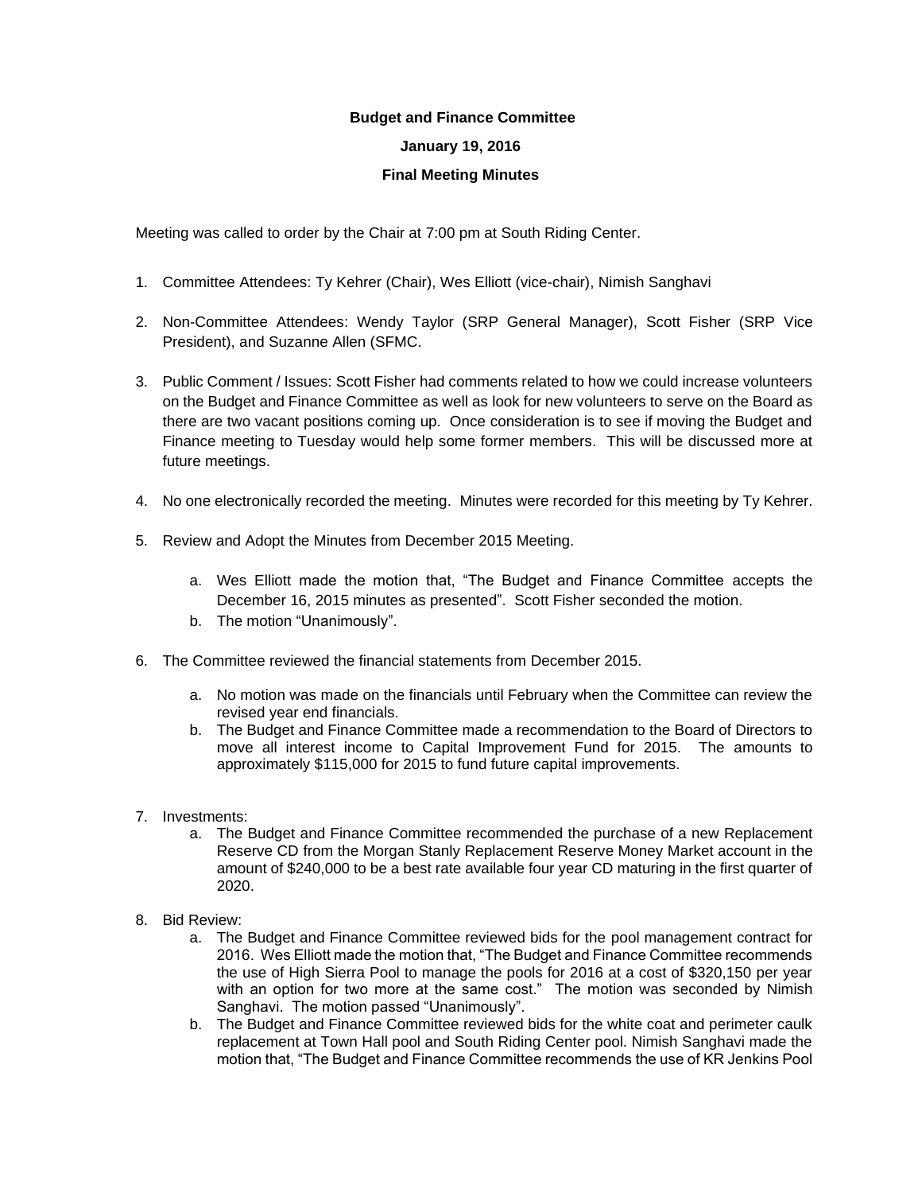**Budget and Finance Committee**

**January 19, 2016**

**Final Meeting Minutes**

Meeting was called to order by the Chair at 7:00 pm at South Riding Center.

1. Committee Attendees: Ty Kehrer (Chair), Wes Elliott (vice-chair), Nimish Sanghavi

2. Non-Committee Attendees: Wendy Taylor (SRP General Manager), Scott Fisher (SRP Vice President), and Suzanne Allen (SFMC.

3. Public Comment / Issues: Scott Fisher had comments related to how we could increase volunteers on the Budget and Finance Committee as well as look for new volunteers to serve on the Board as there are two vacant positions coming up. Once consideration is to see if moving the Budget and Finance meeting to Tuesday would help some former members. This will be discussed more at future meetings.

4. No one electronically recorded the meeting. Minutes were recorded for this meeting by Ty Kehrer.

5. Review and Adopt the Minutes from December 2015 Meeting.

   a. Wes Elliott made the motion that, "The Budget and Finance Committee accepts the December 16, 2015 minutes as presented". Scott Fisher seconded the motion.
   b. The motion "Unanimously".

6. The Committee reviewed the financial statements from December 2015.

   a. No motion was made on the financials until February when the Committee can review the revised year end financials.
   b. The Budget and Finance Committee made a recommendation to the Board of Directors to move all interest income to Capital Improvement Fund for 2015. The amounts to approximately $115,000 for 2015 to fund future capital improvements.

7. Investments:
   a. The Budget and Finance Committee recommended the purchase of a new Replacement Reserve CD from the Morgan Stanly Replacement Reserve Money Market account in the amount of $240,000 to be a best rate available four year CD maturing in the first quarter of 2020.

8. Bid Review:
   a. The Budget and Finance Committee reviewed bids for the pool management contract for 2016. Wes Elliott made the motion that, "The Budget and Finance Committee recommends the use of High Sierra Pool to manage the pools for 2016 at a cost of $320,150 per year with an option for two more at the same cost." The motion was seconded by Nimish Sanghavi. The motion passed "Unanimously".
   b. The Budget and Finance Committee reviewed bids for the white coat and perimeter caulk replacement at Town Hall pool and South Riding Center pool. Nimish Sanghavi made the motion that, "The Budget and Finance Committee recommends the use of KR Jenkins Pool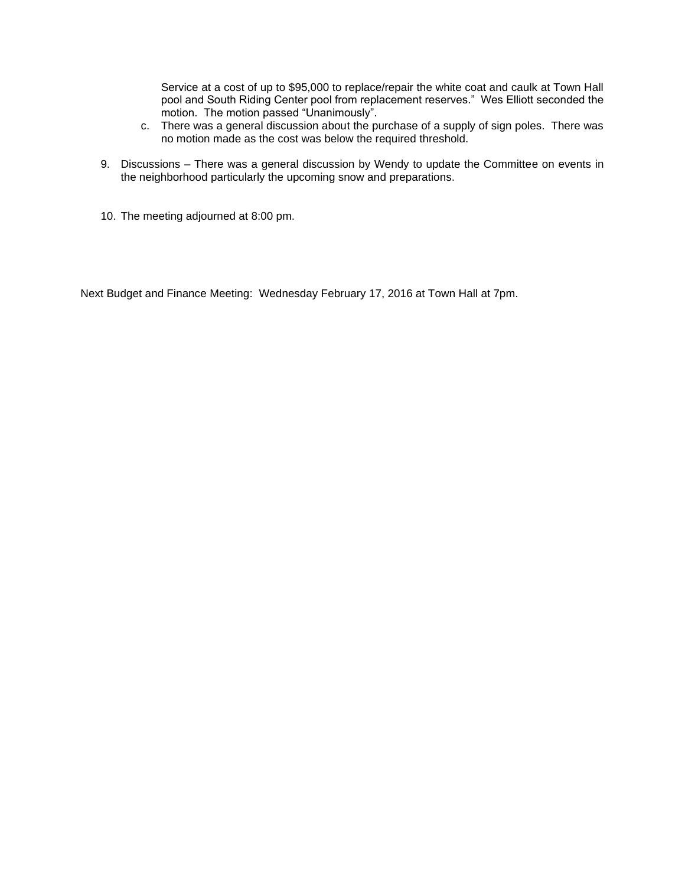Service at a cost of up to $95,000 to replace/repair the white coat and caulk at Town Hall pool and South Riding Center pool from replacement reserves." Wes Elliott seconded the motion. The motion passed "Unanimously".

c. There was a general discussion about the purchase of a supply of sign poles. There was no motion made as the cost was below the required threshold.

9. Discussions – There was a general discussion by Wendy to update the Committee on events in the neighborhood particularly the upcoming snow and preparations.

10. The meeting adjourned at 8:00 pm.

Next Budget and Finance Meeting: Wednesday February 17, 2016 at Town Hall at 7pm.